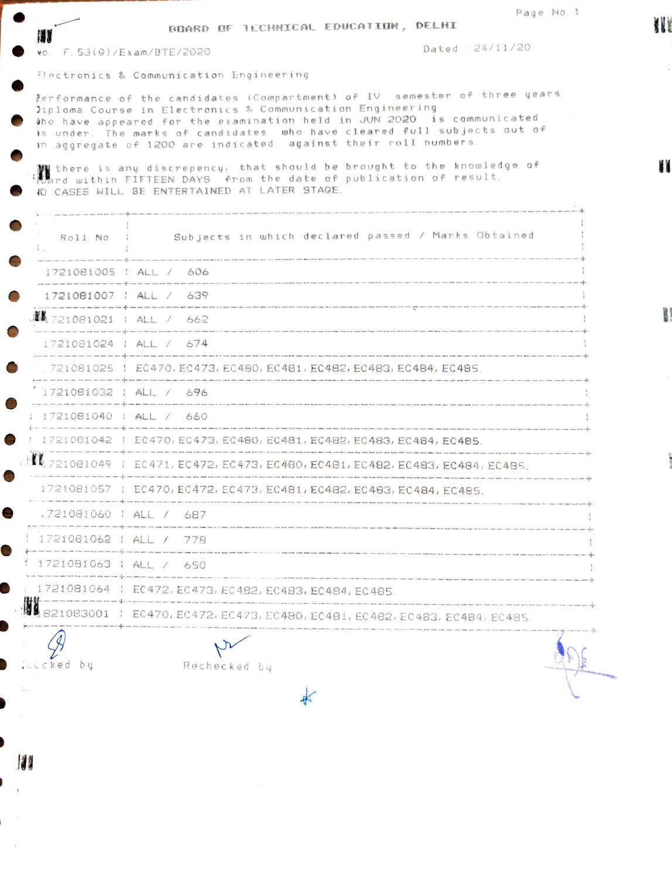# BOARD OF TECHNICAL EDUCATION, DELHI

No. F.53(G)/Exam/BTE/2020 Dated : 24/11/20

Electronics & Communication Engineering

Performance of the candidates (Compartment) of IV semester of three years Diploma Course in Electronics & Communication Engineering who have appeared for the examination held in JUN 2020 is communicated as under. The marks of candidates who have cleared full subjects out of in aggregate of 1200 are indicated against their roll numbers.

If there is any discrepency, that should be brought to the knowledge of Board within FIFTEEN DAYS from the date of publication of result. NO CASES WILL BE ENTERTAINED AT LATER STAGE.

| Roll No | Subjects in which declared passed / Marks Obtained |
|---|---|
| 1721081005 | ALL / 606 |
| 1721081007 | ALL / 639 |
| 1721081021 | ALL / 662 |
| 1721081024 | ALL / 674 |
| 1721081025 | EC470, EC473, EC480, EC481, EC482, EC483, EC484, EC485. |
| 1721081032 | ALL / 696 |
| 1721081040 | ALL / 660 |
| 1721081042 | EC470, EC473, EC480, EC481, EC482, EC483, EC484, EC485. |
| 1721081049 | EC471, EC472, EC473, EC480, EC481, EC482, EC483, EC484, EC485. |
| 1721081057 | EC470, EC472, EC473, EC481, EC482, EC483, EC484, EC485. |
| 1721081060 | ALL / 687 |
| 1721081062 | ALL / 778 |
| 1721081063 | ALL / 650 |
| 1721081064 | EC472, EC473, EC482, EC483, EC484, EC485. |
| 1821083001 | EC470, EC472, EC473, EC480, EC481, EC482, EC483, EC484, EC485. |

Checked by Rechecked by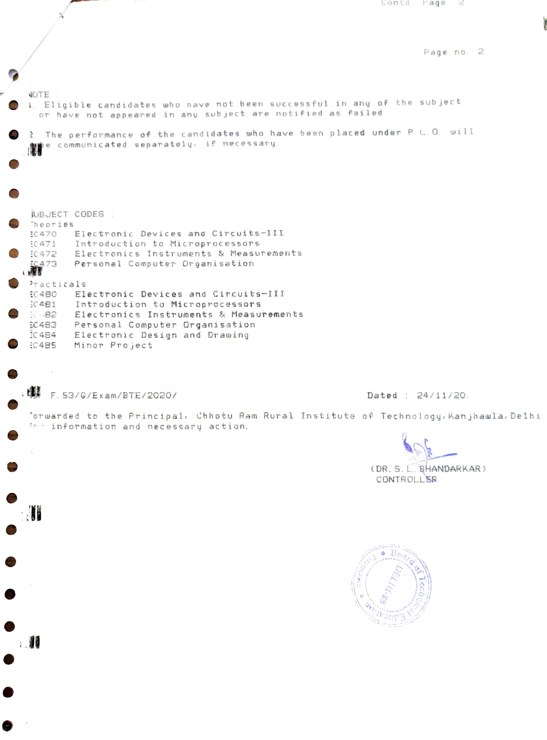Contd. Page 2

NOTE :

1. Eligible candidates who have not been successful in any of the subject or have not appeared in any subject are notified as failed

2. The performance of the candidates who have been placed under P.L.O. will be communicated separately, if necessary.

SUBJECT CODES :

Theories

| | |
|---|---|
| EC470 | Electronic Devices and Circuits-III |
| EC471 | Introduction to Microprocessors |
| EC472 | Electronics Instruments & Measurements |
| EC473 | Personal Computer Organisation |

Practicals

| | |
|---|---|
| EC480 | Electronic Devices and Circuits-III |
| EC481 | Introduction to Microprocessors |
| EC482 | Electronics Instruments & Measurements |
| EC483 | Personal Computer Organisation |
| EC484 | Electronic Design and Drawing |
| EC485 | Minor Project |

F. 53/G/Exam/BTE/2020/ Dated : 24/11/20.

Forwarded to the Principal, Chhotu Ram Rural Institute of Technology, Kanjhawla, Delhi for information and necessary action.

(DR. S. L. BHANDARKAR)
CONTROLLER